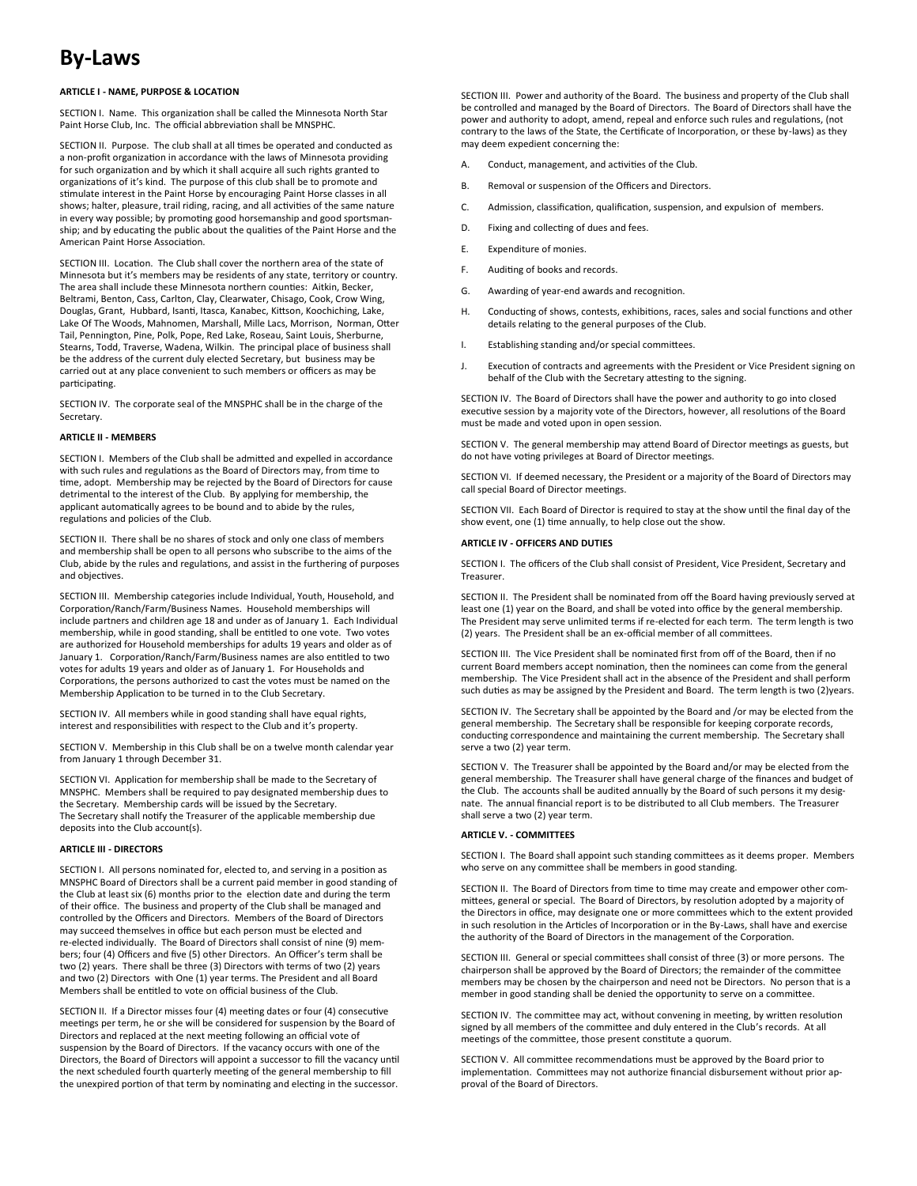# By-Laws

**ARTICLE I - NAME, PURPOSE & LOCATION**

SECTION I. Name. This organization shall be called the Minnesota North Star Paint Horse Club, Inc. The official abbreviation shall be MNSPHC.

SECTION II. Purpose. The club shall at all times be operated and conducted as a non-profit organization in accordance with the laws of Minnesota providing for such organization and by which it shall acquire all such rights granted to organizations of it's kind. The purpose of this club shall be to promote and stimulate interest in the Paint Horse by encouraging Paint Horse classes in all shows; halter, pleasure, trail riding, racing, and all activities of the same nature in every way possible; by promoting good horsemanship and good sportsmanship; and by educating the public about the qualities of the Paint Horse and the American Paint Horse Association.

SECTION III. Location. The Club shall cover the northern area of the state of Minnesota but it's members may be residents of any state, territory or country. The area shall include these Minnesota northern counties: Aitkin, Becker, Beltrami, Benton, Cass, Carlton, Clay, Clearwater, Chisago, Cook, Crow Wing, Douglas, Grant, Hubbard, Isanti, Itasca, Kanabec, Kittson, Koochiching, Lake, Lake Of The Woods, Mahnomen, Marshall, Mille Lacs, Morrison, Norman, Otter Tail, Pennington, Pine, Polk, Pope, Red Lake, Roseau, Saint Louis, Sherburne, Stearns, Todd, Traverse, Wadena, Wilkin. The principal place of business shall be the address of the current duly elected Secretary, but business may be carried out at any place convenient to such members or officers as may be participating.

SECTION IV. The corporate seal of the MNSPHC shall be in the charge of the Secretary.

**ARTICLE II - MEMBERS**

SECTION I. Members of the Club shall be admitted and expelled in accordance with such rules and regulations as the Board of Directors may, from time to time, adopt. Membership may be rejected by the Board of Directors for cause detrimental to the interest of the Club. By applying for membership, the applicant automatically agrees to be bound and to abide by the rules, regulations and policies of the Club.

SECTION II. There shall be no shares of stock and only one class of members and membership shall be open to all persons who subscribe to the aims of the Club, abide by the rules and regulations, and assist in the furthering of purposes and objectives.

SECTION III. Membership categories include Individual, Youth, Household, and Corporation/Ranch/Farm/Business Names. Household memberships will include partners and children age 18 and under as of January 1. Each Individual membership, while in good standing, shall be entitled to one vote. Two votes are authorized for Household memberships for adults 19 years and older as of January 1. Corporation/Ranch/Farm/Business names are also entitled to two votes for adults 19 years and older as of January 1. For Households and Corporations, the persons authorized to cast the votes must be named on the Membership Application to be turned in to the Club Secretary.

SECTION IV. All members while in good standing shall have equal rights, interest and responsibilities with respect to the Club and it's property.

SECTION V. Membership in this Club shall be on a twelve month calendar year from January 1 through December 31.

SECTION VI. Application for membership shall be made to the Secretary of MNSPHC. Members shall be required to pay designated membership dues to the Secretary. Membership cards will be issued by the Secretary. The Secretary shall notify the Treasurer of the applicable membership due deposits into the Club account(s).

**ARTICLE III - DIRECTORS**

SECTION I. All persons nominated for, elected to, and serving in a position as MNSPHC Board of Directors shall be a current paid member in good standing of the Club at least six (6) months prior to the election date and during the term of their office. The business and property of the Club shall be managed and controlled by the Officers and Directors. Members of the Board of Directors may succeed themselves in office but each person must be elected and re-elected individually. The Board of Directors shall consist of nine (9) members; four (4) Officers and five (5) other Directors. An Officer's term shall be two (2) years. There shall be three (3) Directors with terms of two (2) years and two (2) Directors with One (1) year terms. The President and all Board Members shall be entitled to vote on official business of the Club.

SECTION II. If a Director misses four (4) meeting dates or four (4) consecutive meetings per term, he or she will be considered for suspension by the Board of Directors and replaced at the next meeting following an official vote of suspension by the Board of Directors. If the vacancy occurs with one of the Directors, the Board of Directors will appoint a successor to fill the vacancy until the next scheduled fourth quarterly meeting of the general membership to fill the unexpired portion of that term by nominating and electing in the successor.

SECTION III. Power and authority of the Board. The business and property of the Club shall be controlled and managed by the Board of Directors. The Board of Directors shall have the power and authority to adopt, amend, repeal and enforce such rules and regulations, (not contrary to the laws of the State, the Certificate of Incorporation, or these by-laws) as they may deem expedient concerning the:

A. Conduct, management, and activities of the Club.

B. Removal or suspension of the Officers and Directors.

C. Admission, classification, qualification, suspension, and expulsion of members.

D. Fixing and collecting of dues and fees.

E. Expenditure of monies.

F. Auditing of books and records.

G. Awarding of year-end awards and recognition.

H. Conducting of shows, contests, exhibitions, races, sales and social functions and other details relating to the general purposes of the Club.

I. Establishing standing and/or special committees.

J. Execution of contracts and agreements with the President or Vice President signing on behalf of the Club with the Secretary attesting to the signing.

SECTION IV. The Board of Directors shall have the power and authority to go into closed executive session by a majority vote of the Directors, however, all resolutions of the Board must be made and voted upon in open session.

SECTION V. The general membership may attend Board of Director meetings as guests, but do not have voting privileges at Board of Director meetings.

SECTION VI. If deemed necessary, the President or a majority of the Board of Directors may call special Board of Director meetings.

SECTION VII. Each Board of Director is required to stay at the show until the final day of the show event, one (1) time annually, to help close out the show.

**ARTICLE IV - OFFICERS AND DUTIES**

SECTION I. The officers of the Club shall consist of President, Vice President, Secretary and Treasurer.

SECTION II. The President shall be nominated from off the Board having previously served at least one (1) year on the Board, and shall be voted into office by the general membership. The President may serve unlimited terms if re-elected for each term. The term length is two (2) years. The President shall be an ex-official member of all committees.

SECTION III. The Vice President shall be nominated first from off of the Board, then if no current Board members accept nomination, then the nominees can come from the general membership. The Vice President shall act in the absence of the President and shall perform such duties as may be assigned by the President and Board. The term length is two (2)years.

SECTION IV. The Secretary shall be appointed by the Board and /or may be elected from the general membership. The Secretary shall be responsible for keeping corporate records, conducting correspondence and maintaining the current membership. The Secretary shall serve a two (2) year term.

SECTION V. The Treasurer shall be appointed by the Board and/or may be elected from the general membership. The Treasurer shall have general charge of the finances and budget of the Club. The accounts shall be audited annually by the Board of such persons it my designate. The annual financial report is to be distributed to all Club members. The Treasurer shall serve a two (2) year term.

**ARTICLE V. - COMMITTEES**

SECTION I. The Board shall appoint such standing committees as it deems proper. Members who serve on any committee shall be members in good standing.

SECTION II. The Board of Directors from time to time may create and empower other committees, general or special. The Board of Directors, by resolution adopted by a majority of the Directors in office, may designate one or more committees which to the extent provided in such resolution in the Articles of Incorporation or in the By-Laws, shall have and exercise the authority of the Board of Directors in the management of the Corporation.

SECTION III. General or special committees shall consist of three (3) or more persons. The chairperson shall be approved by the Board of Directors; the remainder of the committee members may be chosen by the chairperson and need not be Directors. No person that is a member in good standing shall be denied the opportunity to serve on a committee.

SECTION IV. The committee may act, without convening in meeting, by written resolution signed by all members of the committee and duly entered in the Club's records. At all meetings of the committee, those present constitute a quorum.

SECTION V. All committee recommendations must be approved by the Board prior to implementation. Committees may not authorize financial disbursement without prior approval of the Board of Directors.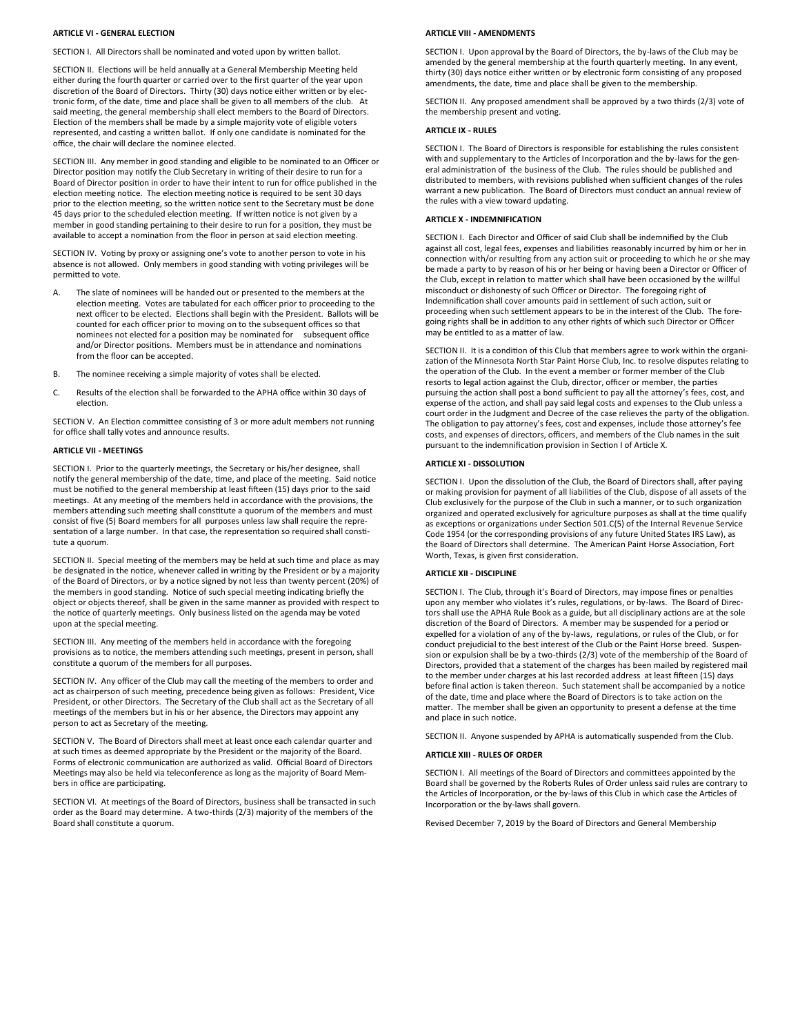**ARTICLE VI - GENERAL ELECTION**

SECTION I. All Directors shall be nominated and voted upon by written ballot.

SECTION II. Elections will be held annually at a General Membership Meeting held either during the fourth quarter or carried over to the first quarter of the year upon discretion of the Board of Directors. Thirty (30) days notice either written or by electronic form, of the date, time and place shall be given to all members of the club. At said meeting, the general membership shall elect members to the Board of Directors. Election of the members shall be made by a simple majority vote of eligible voters represented, and casting a written ballot. If only one candidate is nominated for the office, the chair will declare the nominee elected.

SECTION III. Any member in good standing and eligible to be nominated to an Officer or Director position may notify the Club Secretary in writing of their desire to run for a Board of Director position in order to have their intent to run for office published in the election meeting notice. The election meeting notice is required to be sent 30 days prior to the election meeting, so the written notice sent to the Secretary must be done 45 days prior to the scheduled election meeting. If written notice is not given by a member in good standing pertaining to their desire to run for a position, they must be available to accept a nomination from the floor in person at said election meeting.

SECTION IV. Voting by proxy or assigning one's vote to another person to vote in his absence is not allowed. Only members in good standing with voting privileges will be permitted to vote.

A. The slate of nominees will be handed out or presented to the members at the election meeting. Votes are tabulated for each officer prior to proceeding to the next officer to be elected. Elections shall begin with the President. Ballots will be counted for each officer prior to moving on to the subsequent offices so that nominees not elected for a position may be nominated for subsequent office and/or Director positions. Members must be in attendance and nominations from the floor can be accepted.

B. The nominee receiving a simple majority of votes shall be elected.

C. Results of the election shall be forwarded to the APHA office within 30 days of election.

SECTION V. An Election committee consisting of 3 or more adult members not running for office shall tally votes and announce results.

**ARTICLE VII - MEETINGS**

SECTION I. Prior to the quarterly meetings, the Secretary or his/her designee, shall notify the general membership of the date, time, and place of the meeting. Said notice must be notified to the general membership at least fifteen (15) days prior to the said meetings. At any meeting of the members held in accordance with the provisions, the members attending such meeting shall constitute a quorum of the members and must consist of five (5) Board members for all purposes unless law shall require the representation of a large number. In that case, the representation so required shall constitute a quorum.

SECTION II. Special meeting of the members may be held at such time and place as may be designated in the notice, whenever called in writing by the President or by a majority of the Board of Directors, or by a notice signed by not less than twenty percent (20%) of the members in good standing. Notice of such special meeting indicating briefly the object or objects thereof, shall be given in the same manner as provided with respect to the notice of quarterly meetings. Only business listed on the agenda may be voted upon at the special meeting.

SECTION III. Any meeting of the members held in accordance with the foregoing provisions as to notice, the members attending such meetings, present in person, shall constitute a quorum of the members for all purposes.

SECTION IV. Any officer of the Club may call the meeting of the members to order and act as chairperson of such meeting, precedence being given as follows: President, Vice President, or other Directors. The Secretary of the Club shall act as the Secretary of all meetings of the members but in his or her absence, the Directors may appoint any person to act as Secretary of the meeting.

SECTION V. The Board of Directors shall meet at least once each calendar quarter and at such times as deemed appropriate by the President or the majority of the Board. Forms of electronic communication are authorized as valid. Official Board of Directors Meetings may also be held via teleconference as long as the majority of Board Members in office are participating.

SECTION VI. At meetings of the Board of Directors, business shall be transacted in such order as the Board may determine. A two-thirds (2/3) majority of the members of the Board shall constitute a quorum.

**ARTICLE VIII - AMENDMENTS**

SECTION I. Upon approval by the Board of Directors, the by-laws of the Club may be amended by the general membership at the fourth quarterly meeting. In any event, thirty (30) days notice either written or by electronic form consisting of any proposed amendments, the date, time and place shall be given to the membership.

SECTION II. Any proposed amendment shall be approved by a two thirds (2/3) vote of the membership present and voting.

**ARTICLE IX - RULES**

SECTION I. The Board of Directors is responsible for establishing the rules consistent with and supplementary to the Articles of Incorporation and the by-laws for the general administration of the business of the Club. The rules should be published and distributed to members, with revisions published when sufficient changes of the rules warrant a new publication. The Board of Directors must conduct an annual review of the rules with a view toward updating.

**ARTICLE X - INDEMNIFICATION**

SECTION I. Each Director and Officer of said Club shall be indemnified by the Club against all cost, legal fees, expenses and liabilities reasonably incurred by him or her in connection with/or resulting from any action suit or proceeding to which he or she may be made a party to by reason of his or her being or having been a Director or Officer of the Club, except in relation to matter which shall have been occasioned by the willful misconduct or dishonesty of such Officer or Director. The foregoing right of Indemnification shall cover amounts paid in settlement of such action, suit or proceeding when such settlement appears to be in the interest of the Club. The foregoing rights shall be in addition to any other rights of which such Director or Officer may be entitled to as a matter of law.

SECTION II. It is a condition of this Club that members agree to work within the organization of the Minnesota North Star Paint Horse Club, Inc. to resolve disputes relating to the operation of the Club. In the event a member or former member of the Club resorts to legal action against the Club, director, officer or member, the parties pursuing the action shall post a bond sufficient to pay all the attorney's fees, cost, and expense of the action, and shall pay said legal costs and expenses to the Club unless a court order in the Judgment and Decree of the case relieves the party of the obligation. The obligation to pay attorney's fees, cost and expenses, include those attorney's fee costs, and expenses of directors, officers, and members of the Club names in the suit pursuant to the indemnification provision in Section I of Article X.

**ARTICLE XI - DISSOLUTION**

SECTION I. Upon the dissolution of the Club, the Board of Directors shall, after paying or making provision for payment of all liabilities of the Club, dispose of all assets of the Club exclusively for the purpose of the Club in such a manner, or to such organization organized and operated exclusively for agriculture purposes as shall at the time qualify as exceptions or organizations under Section 501.C(5) of the Internal Revenue Service Code 1954 (or the corresponding provisions of any future United States IRS Law), as the Board of Directors shall determine. The American Paint Horse Association, Fort Worth, Texas, is given first consideration.

**ARTICLE XII - DISCIPLINE**

SECTION I. The Club, through it's Board of Directors, may impose fines or penalties upon any member who violates it's rules, regulations, or by-laws. The Board of Directors shall use the APHA Rule Book as a guide, but all disciplinary actions are at the sole discretion of the Board of Directors. A member may be suspended for a period or expelled for a violation of any of the by-laws, regulations, or rules of the Club, or for conduct prejudicial to the best interest of the Club or the Paint Horse breed. Suspension or expulsion shall be by a two-thirds (2/3) vote of the membership of the Board of Directors, provided that a statement of the charges has been mailed by registered mail to the member under charges at his last recorded address at least fifteen (15) days before final action is taken thereon. Such statement shall be accompanied by a notice of the date, time and place where the Board of Directors is to take action on the matter. The member shall be given an opportunity to present a defense at the time and place in such notice.

SECTION II. Anyone suspended by APHA is automatically suspended from the Club.

**ARTICLE XIII - RULES OF ORDER**

SECTION I. All meetings of the Board of Directors and committees appointed by the Board shall be governed by the Roberts Rules of Order unless said rules are contrary to the Articles of Incorporation, or the by-laws of this Club in which case the Articles of Incorporation or the by-laws shall govern.

Revised December 7, 2019 by the Board of Directors and General Membership